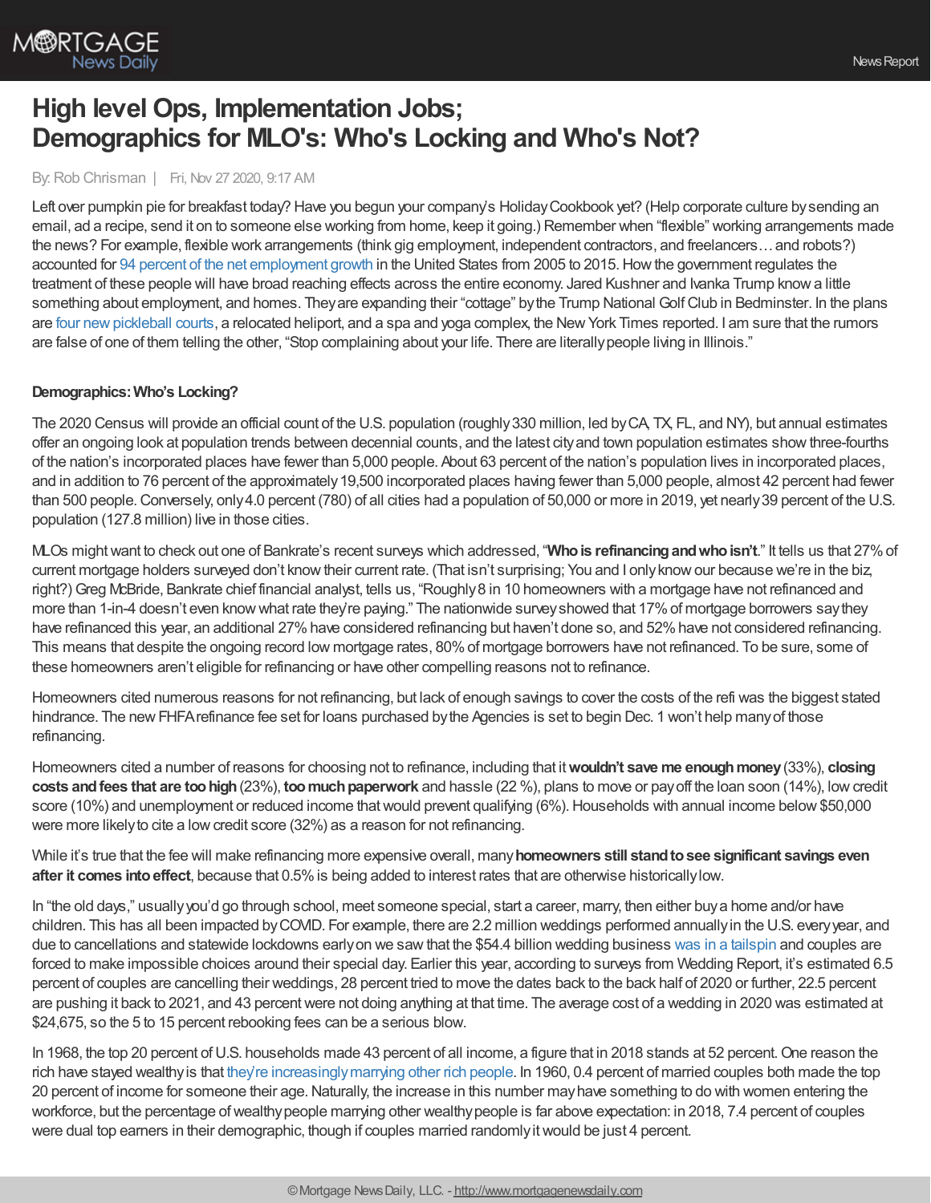# High level Ops, Implementation Jobs; Demographics for MLO's: Who's Locking and Who's Not?

By: Rob Chrisman | Fri, Nov 27 2020, 9:17 AM

Left over pumpkin pie for breakfast today? Have you begun your company's Holiday Cookbook yet? (Help corporate culture by sending an email, ad a recipe, send it on to someone else working from home, keep it going.) Remember when "flexible" working arrangements made the news? For example, flexible work arrangements (think gig employment, independent contractors, and freelancers… and robots?) accounted for 94 percent of the net employment growth in the United States from 2005 to 2015. How the government regulates the treatment of these people will have broad reaching effects across the entire economy. Jared Kushner and Ivanka Trump know a little something about employment, and homes. They are expanding their "cottage" by the Trump National Golf Club in Bedminster. In the plans are four new pickleball courts, a relocated heliport, and a spa and yoga complex, the New York Times reported. I am sure that the rumors are false of one of them telling the other, "Stop complaining about your life. There are literally people living in Illinois."

**Demographics: Who's Locking?**

The 2020 Census will provide an official count of the U.S. population (roughly 330 million, led by CA, TX, FL, and NY), but annual estimates offer an ongoing look at population trends between decennial counts, and the latest city and town population estimates show three-fourths of the nation's incorporated places have fewer than 5,000 people. About 63 percent of the nation's population lives in incorporated places, and in addition to 76 percent of the approximately 19,500 incorporated places having fewer than 5,000 people, almost 42 percent had fewer than 500 people. Conversely, only 4.0 percent (780) of all cities had a population of 50,000 or more in 2019, yet nearly 39 percent of the U.S. population (127.8 million) live in those cities.

MLOs might want to check out one of Bankrate's recent surveys which addressed, "**Who is refinancing and who isn't**." It tells us that 27% of current mortgage holders surveyed don't know their current rate. (That isn't surprising; You and I only know our because we're in the biz, right?) Greg McBride, Bankrate chief financial analyst, tells us, "Roughly 8 in 10 homeowners with a mortgage have not refinanced and more than 1-in-4 doesn't even know what rate they're paying." The nationwide survey showed that 17% of mortgage borrowers say they have refinanced this year, an additional 27% have considered refinancing but haven't done so, and 52% have not considered refinancing. This means that despite the ongoing record low mortgage rates, 80% of mortgage borrowers have not refinanced. To be sure, some of these homeowners aren't eligible for refinancing or have other compelling reasons not to refinance.

Homeowners cited numerous reasons for not refinancing, but lack of enough savings to cover the costs of the refi was the biggest stated hindrance. The new FHFA refinance fee set for loans purchased by the Agencies is set to begin Dec. 1 won't help many of those refinancing.

Homeowners cited a number of reasons for choosing not to refinance, including that it **wouldn't save me enough money** (33%), **closing costs and fees that are too high** (23%), **too much paperwork** and hassle (22 %), plans to move or pay off the loan soon (14%), low credit score (10%) and unemployment or reduced income that would prevent qualifying (6%). Households with annual income below $50,000 were more likely to cite a low credit score (32%) as a reason for not refinancing.

While it's true that the fee will make refinancing more expensive overall, many **homeowners still stand to see significant savings even after it comes into effect**, because that 0.5% is being added to interest rates that are otherwise historically low.

In "the old days," usually you'd go through school, meet someone special, start a career, marry, then either buy a home and/or have children. This has all been impacted by COVID. For example, there are 2.2 million weddings performed annually in the U.S. every year, and due to cancellations and statewide lockdowns early on we saw that the $54.4 billion wedding business was in a tailspin and couples are forced to make impossible choices around their special day. Earlier this year, according to surveys from Wedding Report, it's estimated 6.5 percent of couples are cancelling their weddings, 28 percent tried to move the dates back to the back half of 2020 or further, 22.5 percent are pushing it back to 2021, and 43 percent were not doing anything at that time. The average cost of a wedding in 2020 was estimated at $24,675, so the 5 to 15 percent rebooking fees can be a serious blow.

In 1968, the top 20 percent of U.S. households made 43 percent of all income, a figure that in 2018 stands at 52 percent. One reason the rich have stayed wealthy is that they're increasingly marrying other rich people. In 1960, 0.4 percent of married couples both made the top 20 percent of income for someone their age. Naturally, the increase in this number may have something to do with women entering the workforce, but the percentage of wealthy people marrying other wealthy people is far above expectation: in 2018, 7.4 percent of couples were dual top earners in their demographic, though if couples married randomly it would be just 4 percent.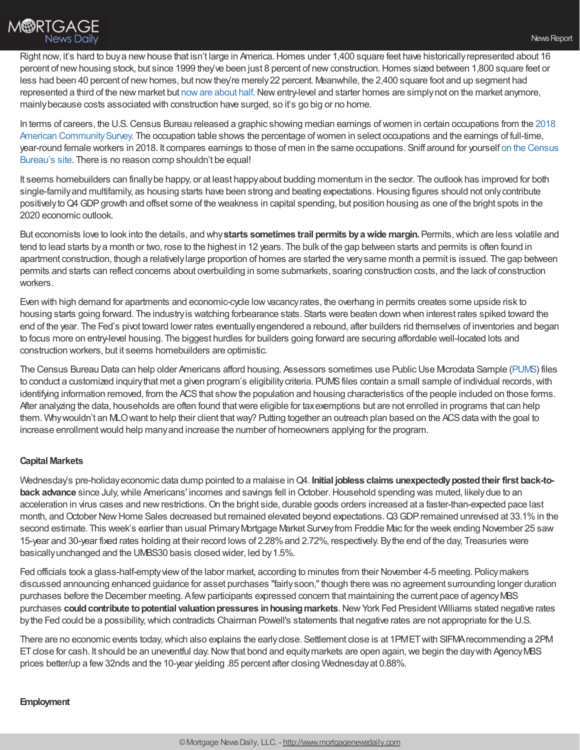Right now, it's hard to buy a new house that isn't large in America. Homes under 1,400 square feet have historically represented about 16 percent of new housing stock, but since 1999 they've been just 8 percent of new construction. Homes sized between 1,800 square feet or less had been 40 percent of new homes, but now they're merely 22 percent. Meanwhile, the 2,400 square foot and up segment had represented a third of the new market but now are about half. New entry-level and starter homes are simply not on the market anymore, mainly because costs associated with construction have surged, so it's go big or no home.

In terms of careers, the U.S. Census Bureau released a graphic showing median earnings of women in certain occupations from the 2018 American Community Survey. The occupation table shows the percentage of women in select occupations and the earnings of full-time, year-round female workers in 2018. It compares earnings to those of men in the same occupations. Sniff around for yourself on the Census Bureau's site. There is no reason comp shouldn't be equal!

It seems homebuilders can finally be happy, or at least happy about budding momentum in the sector. The outlook has improved for both single-family and multifamily, as housing starts have been strong and beating expectations. Housing figures should not only contribute positively to Q4 GDP growth and offset some of the weakness in capital spending, but position housing as one of the bright spots in the 2020 economic outlook.

But economists love to look into the details, and why **starts sometimes trail permits by a wide margin.** Permits, which are less volatile and tend to lead starts by a month or two, rose to the highest in 12 years. The bulk of the gap between starts and permits is often found in apartment construction, though a relatively large proportion of homes are started the very same month a permit is issued. The gap between permits and starts can reflect concerns about overbuilding in some submarkets, soaring construction costs, and the lack of construction workers.

Even with high demand for apartments and economic-cycle low vacancy rates, the overhang in permits creates some upside risk to housing starts going forward. The industry is watching forbearance stats. Starts were beaten down when interest rates spiked toward the end of the year. The Fed's pivot toward lower rates eventually engendered a rebound, after builders rid themselves of inventories and began to focus more on entry-level housing. The biggest hurdles for builders going forward are securing affordable well-located lots and construction workers, but it seems homebuilders are optimistic.

The Census Bureau Data can help older Americans afford housing. Assessors sometimes use Public Use Microdata Sample (PUMS) files to conduct a customized inquiry that met a given program's eligibility criteria. PUMS files contain a small sample of individual records, with identifying information removed, from the ACS that show the population and housing characteristics of the people included on those forms. After analyzing the data, households are often found that were eligible for tax exemptions but are not enrolled in programs that can help them. Why wouldn't an MLO want to help their client that way? Putting together an outreach plan based on the ACS data with the goal to increase enrollment would help many and increase the number of homeowners applying for the program.

**Capital Markets**

Wednesday's pre-holiday economic data dump pointed to a malaise in Q4. **Initial jobless claims unexpectedly posted their first back-to-back advance** since July, while Americans' incomes and savings fell in October. Household spending was muted, likely due to an acceleration in virus cases and new restrictions. On the bright side, durable goods orders increased at a faster-than-expected pace last month, and October New Home Sales decreased but remained elevated beyond expectations. Q3 GDP remained unrevised at 33.1% in the second estimate. This week's earlier than usual Primary Mortgage Market Survey from Freddie Mac for the week ending November 25 saw 15-year and 30-year fixed rates holding at their record lows of 2.28% and 2.72%, respectively. By the end of the day, Treasuries were basically unchanged and the UMBS30 basis closed wider, led by 1.5%.

Fed officials took a glass-half-empty view of the labor market, according to minutes from their November 4-5 meeting. Policymakers discussed announcing enhanced guidance for asset purchases "fairly soon," though there was no agreement surrounding longer duration purchases before the December meeting. A few participants expressed concern that maintaining the current pace of agency MBS purchases **could contribute to potential valuation pressures in housing markets**. New York Fed President Williams stated negative rates by the Fed could be a possibility, which contradicts Chairman Powell's statements that negative rates are not appropriate for the U.S.

There are no economic events today, which also explains the early close. Settlement close is at 1PM ET with SIFMA recommending a 2PM ET close for cash. It should be an uneventful day. Now that bond and equity markets are open again, we begin the day with Agency MBS prices better/up a few 32nds and the 10-year yielding .85 percent after closing Wednesday at 0.88%.

**Employment**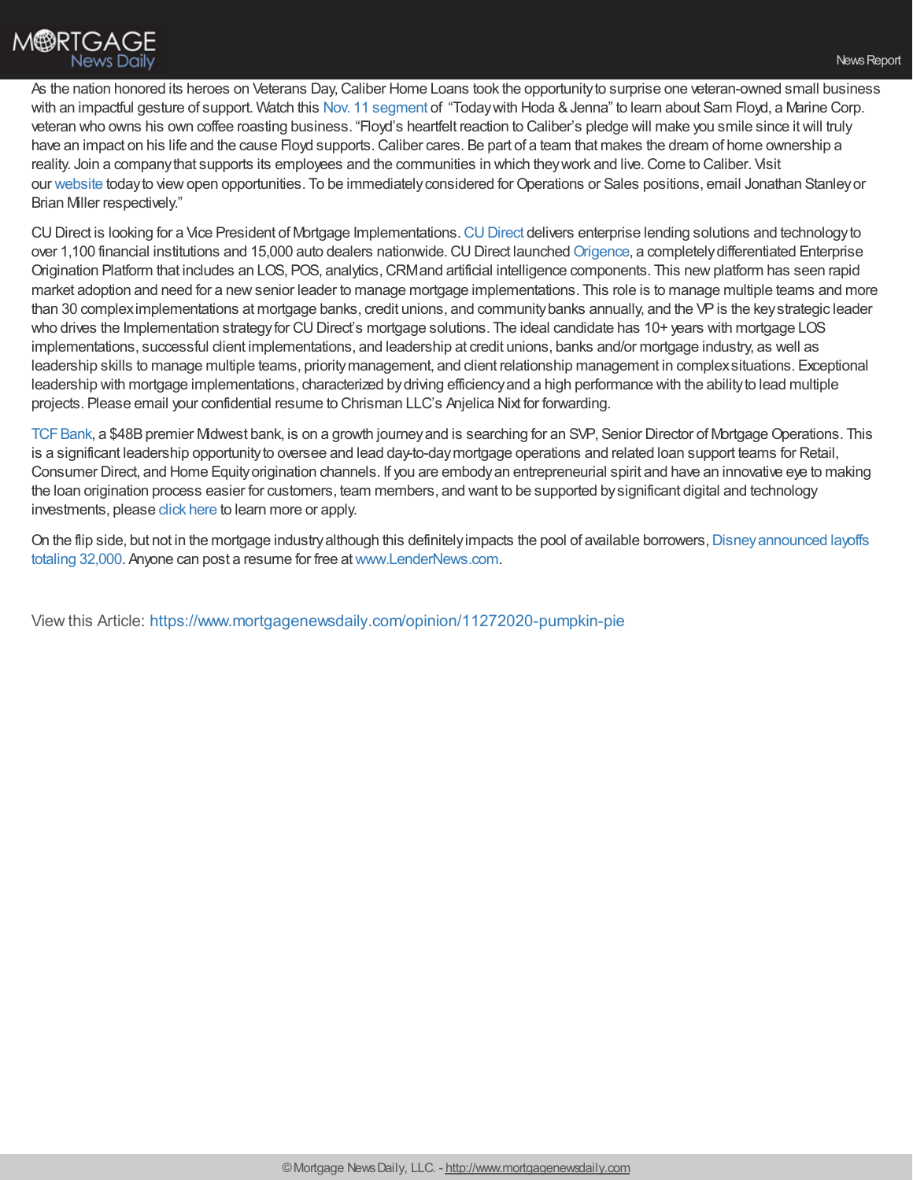As the nation honored its heroes on Veterans Day, Caliber Home Loans took the opportunity to surprise one veteran-owned small business with an impactful gesture of support. Watch this Nov. 11 segment of "Today with Hoda & Jenna" to learn about Sam Floyd, a Marine Corp. veteran who owns his own coffee roasting business. "Floyd's heartfelt reaction to Caliber's pledge will make you smile since it will truly have an impact on his life and the cause Floyd supports. Caliber cares. Be part of a team that makes the dream of home ownership a reality. Join a company that supports its employees and the communities in which they work and live. Come to Caliber. Visit our website today to view open opportunities. To be immediately considered for Operations or Sales positions, email Jonathan Stanley or Brian Miller respectively."

CU Direct is looking for a Vice President of Mortgage Implementations. CU Direct delivers enterprise lending solutions and technology to over 1,100 financial institutions and 15,000 auto dealers nationwide. CU Direct launched Origence, a completely differentiated Enterprise Origination Platform that includes an LOS, POS, analytics, CRM and artificial intelligence components. This new platform has seen rapid market adoption and need for a new senior leader to manage mortgage implementations. This role is to manage multiple teams and more than 30 complex implementations at mortgage banks, credit unions, and community banks annually, and the VP is the key strategic leader who drives the Implementation strategy for CU Direct's mortgage solutions. The ideal candidate has 10+ years with mortgage LOS implementations, successful client implementations, and leadership at credit unions, banks and/or mortgage industry, as well as leadership skills to manage multiple teams, priority management, and client relationship management in complex situations. Exceptional leadership with mortgage implementations, characterized by driving efficiency and a high performance with the ability to lead multiple projects. Please email your confidential resume to Chrisman LLC's Anjelica Nixt for forwarding.

TCF Bank, a $48B premier Midwest bank, is on a growth journey and is searching for an SVP, Senior Director of Mortgage Operations. This is a significant leadership opportunity to oversee and lead day-to-day mortgage operations and related loan support teams for Retail, Consumer Direct, and Home Equity origination channels. If you are embody an entrepreneurial spirit and have an innovative eye to making the loan origination process easier for customers, team members, and want to be supported by significant digital and technology investments, please click here to learn more or apply.

On the flip side, but not in the mortgage industry although this definitely impacts the pool of available borrowers, Disney announced layoffs totaling 32,000. Anyone can post a resume for free at www.LenderNews.com.

View this Article: https://www.mortgagenewsdaily.com/opinion/11272020-pumpkin-pie